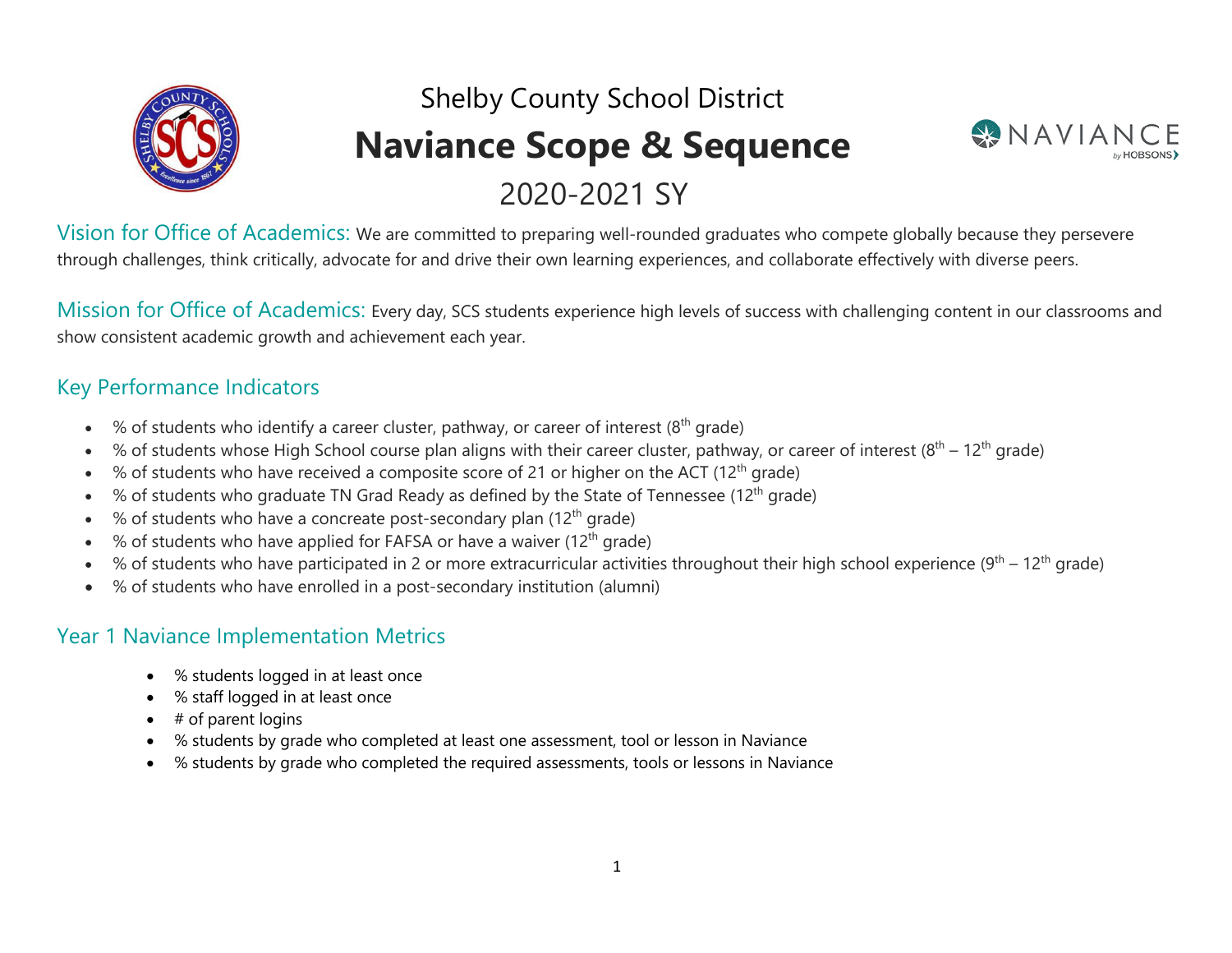Shelby County School District

# Naviance Scope & Sequence

2020-2021 SY

Vision for Office of Academics: We are committed to preparing well-rounded graduates who compete globally because they persevere through challenges, think critically, advocate for and drive their own learning experiences, and collaborate effectively with diverse peers.

Mission for Office of Academics: Every day, SCS students experience high levels of success with challenging content in our classrooms and show consistent academic growth and achievement each year.

## Key Performance Indicators

- % of students who identify a career cluster, pathway, or career of interest (8th grade)
- % of students whose High School course plan aligns with their career cluster, pathway, or career of interest (8th – 12th grade)
- % of students who have received a composite score of 21 or higher on the ACT (12th grade)
- % of students who graduate TN Grad Ready as defined by the State of Tennessee (12th grade)
- % of students who have a concreate post-secondary plan (12th grade)
- % of students who have applied for FAFSA or have a waiver (12th grade)
- % of students who have participated in 2 or more extracurricular activities throughout their high school experience (9th – 12th grade)
- % of students who have enrolled in a post-secondary institution (alumni)

## Year 1 Naviance Implementation Metrics

- % students logged in at least once
- % staff logged in at least once
- # of parent logins
- % students by grade who completed at least one assessment, tool or lesson in Naviance
- % students by grade who completed the required assessments, tools or lessons in Naviance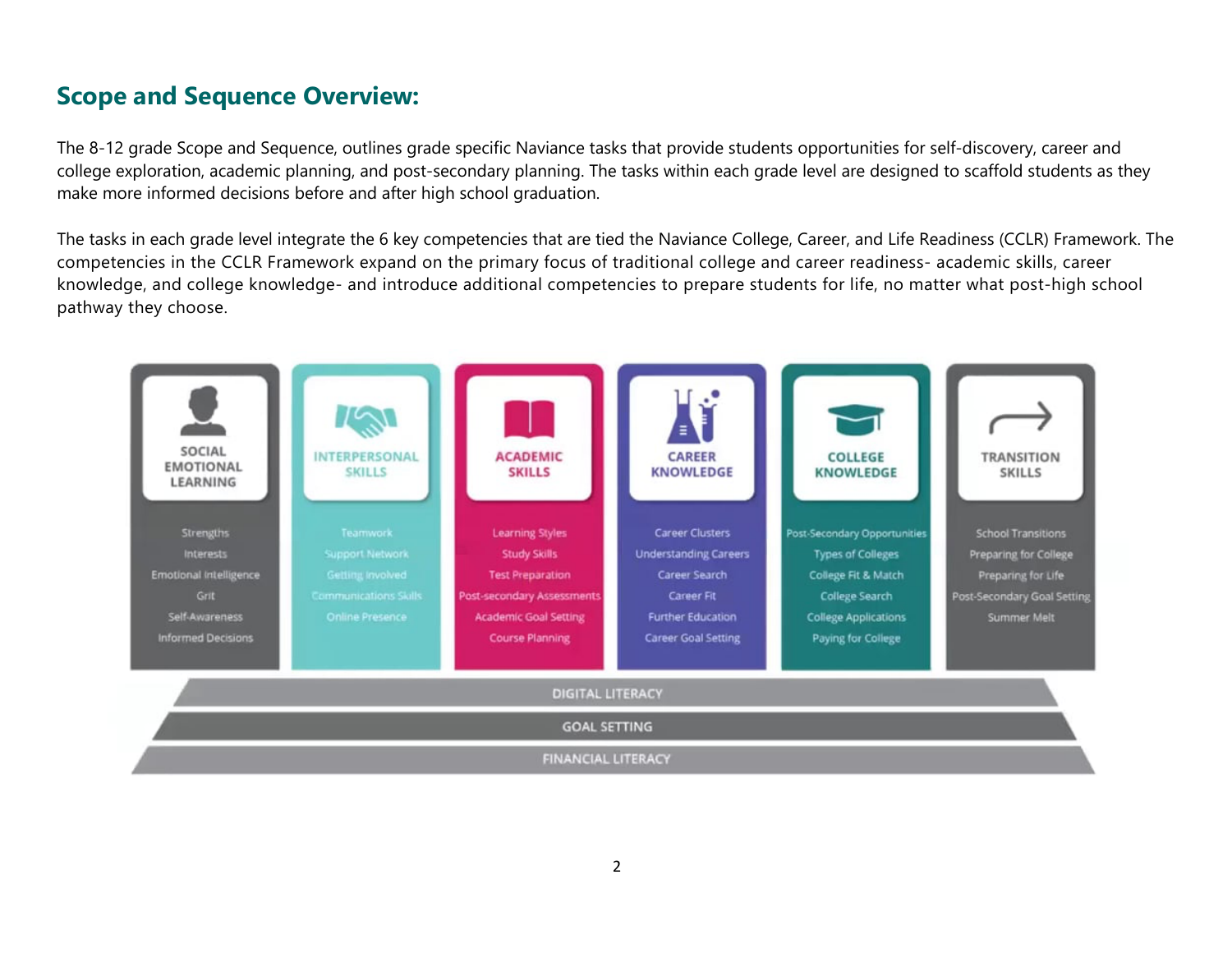## Scope and Sequence Overview:

The 8-12 grade Scope and Sequence, outlines grade specific Naviance tasks that provide students opportunities for self-discovery, career and college exploration, academic planning, and post-secondary planning. The tasks within each grade level are designed to scaffold students as they make more informed decisions before and after high school graduation.

The tasks in each grade level integrate the 6 key competencies that are tied the Naviance College, Career, and Life Readiness (CCLR) Framework. The competencies in the CCLR Framework expand on the primary focus of traditional college and career readiness- academic skills, career knowledge, and college knowledge- and introduce additional competencies to prepare students for life, no matter what post-high school pathway they choose.

| SOCIAL EMOTIONAL LEARNING | INTERPERSONAL SKILLS | ACADEMIC SKILLS | CAREER KNOWLEDGE | COLLEGE KNOWLEDGE | TRANSITION SKILLS |
|---|---|---|---|---|---|
| Strengths | Teamwork | Learning Styles | Career Clusters | Post-Secondary Opportunities | School Transitions |
| Interests | Support Network | Study Skills | Understanding Careers | Types of Colleges | Preparing for College |
| Emotional Intelligence | Getting Involved | Test Preparation | Career Search | College Fit & Match | Preparing for Life |
| Grit | Communications Skills | Post-secondary Assessments | Career Fit | College Search | Post-Secondary Goal Setting |
| Self-Awareness | Online Presence | Academic Goal Setting | Further Education | College Applications | Summer Melt |
| Informed Decisions | | Course Planning | Career Goal Setting | Paying for College | |

DIGITAL LITERACY

GOAL SETTING

FINANCIAL LITERACY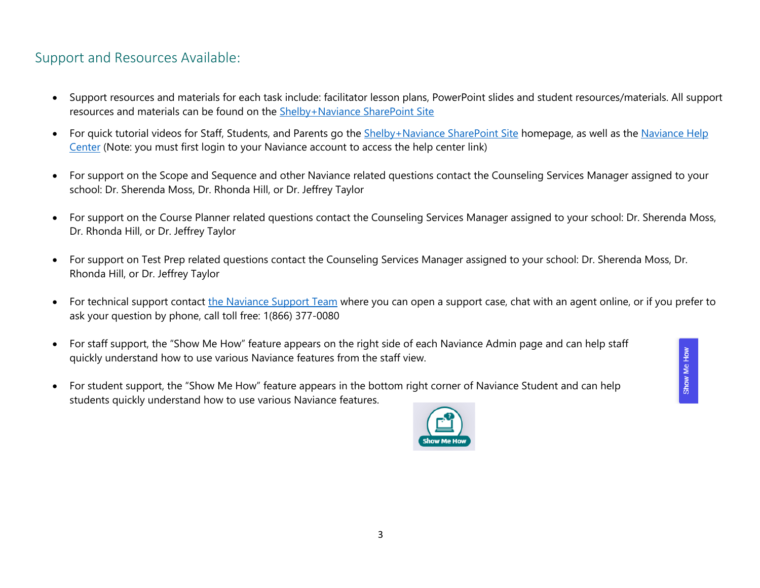## Support and Resources Available:

- Support resources and materials for each task include: facilitator lesson plans, PowerPoint slides and student resources/materials. All support resources and materials can be found on the Shelby+Naviance SharePoint Site

- For quick tutorial videos for Staff, Students, and Parents go the Shelby+Naviance SharePoint Site homepage, as well as the Naviance Help Center (Note: you must first login to your Naviance account to access the help center link)

- For support on the Scope and Sequence and other Naviance related questions contact the Counseling Services Manager assigned to your school: Dr. Sherenda Moss, Dr. Rhonda Hill, or Dr. Jeffrey Taylor

- For support on the Course Planner related questions contact the Counseling Services Manager assigned to your school: Dr. Sherenda Moss, Dr. Rhonda Hill, or Dr. Jeffrey Taylor

- For support on Test Prep related questions contact the Counseling Services Manager assigned to your school: Dr. Sherenda Moss, Dr. Rhonda Hill, or Dr. Jeffrey Taylor

- For technical support contact the Naviance Support Team where you can open a support case, chat with an agent online, or if you prefer to ask your question by phone, call toll free: 1(866) 377-0080

- For staff support, the "Show Me How" feature appears on the right side of each Naviance Admin page and can help staff quickly understand how to use various Naviance features from the staff view.

- For student support, the "Show Me How" feature appears in the bottom right corner of Naviance Student and can help students quickly understand how to use various Naviance features.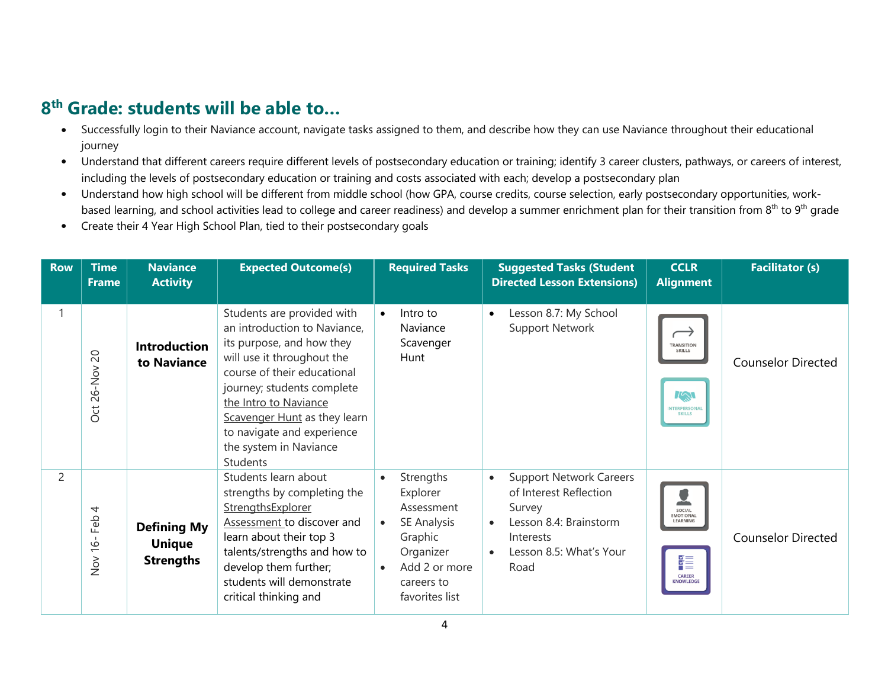## 8th Grade: students will be able to…

- Successfully login to their Naviance account, navigate tasks assigned to them, and describe how they can use Naviance throughout their educational journey
- Understand that different careers require different levels of postsecondary education or training; identify 3 career clusters, pathways, or careers of interest, including the levels of postsecondary education or training and costs associated with each; develop a postsecondary plan
- Understand how high school will be different from middle school (how GPA, course credits, course selection, early postsecondary opportunities, work-based learning, and school activities lead to college and career readiness) and develop a summer enrichment plan for their transition from 8th to 9th grade
- Create their 4 Year High School Plan, tied to their postsecondary goals

| Row | Time Frame | Naviance Activity | Expected Outcome(s) | Required Tasks | Suggested Tasks (Student Directed Lesson Extensions) | CCLR Alignment | Facilitator (s) |
|---|---|---|---|---|---|---|---|
| 1 | Oct 26-Nov 20 | **Introduction to Naviance** | Students are provided with an introduction to Naviance, its purpose, and how they will use it throughout the course of their educational journey; students complete the Intro to Naviance Scavenger Hunt as they learn to navigate and experience the system in Naviance Students | • Intro to Naviance Scavenger Hunt | • Lesson 8.7: My School Support Network | TRANSITION SKILLS; INTERPERSONAL SKILLS | Counselor Directed |
| 2 | Nov 16- Feb 4 | **Defining My Unique Strengths** | Students learn about strengths by completing the StrengthsExplorer Assessment to discover and learn about their top 3 talents/strengths and how to develop them further; students will demonstrate critical thinking and | • Strengths Explorer Assessment<br>• SE Analysis Graphic Organizer<br>• Add 2 or more careers to favorites list | • Support Network Careers of Interest Reflection Survey<br>• Lesson 8.4: Brainstorm Interests<br>• Lesson 8.5: What's Your Road | SOCIAL EMOTIONAL LEARNING; CAREER KNOWLEDGE | Counselor Directed |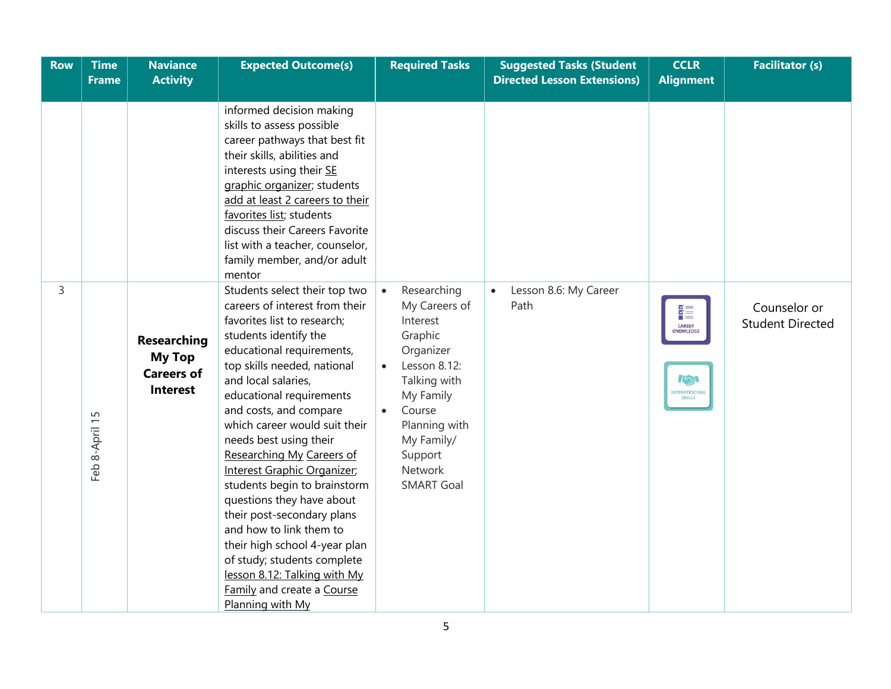| Row | Time Frame | Naviance Activity | Expected Outcome(s) | Required Tasks | Suggested Tasks (Student Directed Lesson Extensions) | CCLR Alignment | Facilitator (s) |
|---|---|---|---|---|---|---|---|
| | | | informed decision making skills to assess possible career pathways that best fit their skills, abilities and interests using their SE graphic organizer; students add at least 2 careers to their favorites list; students discuss their Careers Favorite list with a teacher, counselor, family member, and/or adult mentor | | | | |
| 3 | Feb 8-April 15 | **Researching My Top Careers of Interest** | Students select their top two careers of interest from their favorites list to research; students identify the educational requirements, top skills needed, national and local salaries, educational requirements and costs, and compare which career would suit their needs best using their Researching My Careers of Interest Graphic Organizer; students begin to brainstorm questions they have about their post-secondary plans and how to link them to their high school 4-year plan of study; students complete lesson 8.12: Talking with My Family and create a Course Planning with My | • Researching My Careers of Interest Graphic Organizer<br>• Lesson 8.12: Talking with My Family<br>• Course Planning with My Family/ Support Network SMART Goal | • Lesson 8.6: My Career Path | CAREER KNOWLEDGE<br>INTERPERSONAL SKILLS | Counselor or Student Directed |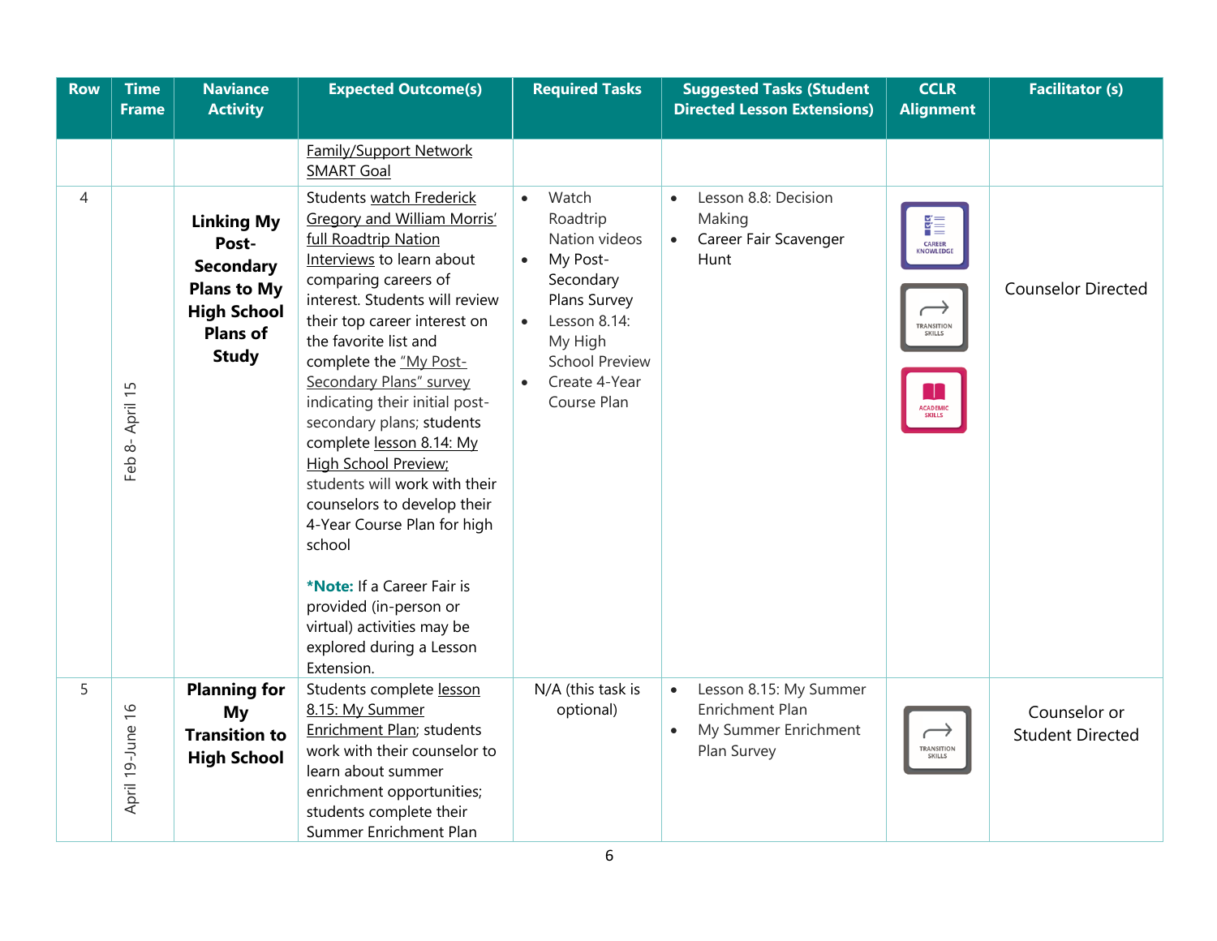| Row | Time Frame | Naviance Activity | Expected Outcome(s) | Required Tasks | Suggested Tasks (Student Directed Lesson Extensions) | CCLR Alignment | Facilitator (s) |
|---|---|---|---|---|---|---|---|
| | | | Family/Support Network SMART Goal | | | | |
| 4 | Feb 8- April 15 | **Linking My Post-Secondary Plans to My High School Plans of Study** | Students watch Frederick Gregory and William Morris' full Roadtrip Nation Interviews to learn about comparing careers of interest. Students will review their top career interest on the favorite list and complete the "My Post-Secondary Plans" survey indicating their initial post-secondary plans; students complete lesson 8.14: My High School Preview; students will work with their counselors to develop their 4-Year Course Plan for high school<br><br>***Note:** If a Career Fair is provided (in-person or virtual) activities may be explored during a Lesson Extension. | • Watch Roadtrip Nation videos<br>• My Post-Secondary Plans Survey<br>• Lesson 8.14: My High School Preview<br>• Create 4-Year Course Plan | • Lesson 8.8: Decision Making<br>• Career Fair Scavenger Hunt | CAREER KNOWLEDGE<br>TRANSITION SKILLS<br>ACADEMIC SKILLS | Counselor Directed |
| 5 | April 19-June 16 | **Planning for My Transition to High School** | Students complete lesson 8.15: My Summer Enrichment Plan; students work with their counselor to learn about summer enrichment opportunities; students complete their Summer Enrichment Plan | N/A (this task is optional) | • Lesson 8.15: My Summer Enrichment Plan<br>• My Summer Enrichment Plan Survey | TRANSITION SKILLS | Counselor or Student Directed |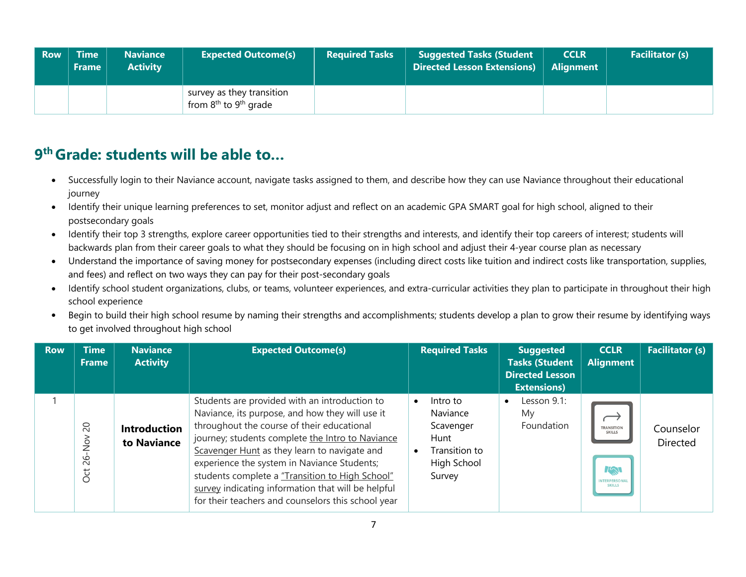| Row | Time Frame | Naviance Activity | Expected Outcome(s) | Required Tasks | Suggested Tasks (Student Directed Lesson Extensions) | CCLR Alignment | Facilitator (s) |
|---|---|---|---|---|---|---|---|
| | | | survey as they transition from 8th to 9th grade | | | | |

## 9th Grade: students will be able to…

- Successfully login to their Naviance account, navigate tasks assigned to them, and describe how they can use Naviance throughout their educational journey
- Identify their unique learning preferences to set, monitor adjust and reflect on an academic GPA SMART goal for high school, aligned to their postsecondary goals
- Identify their top 3 strengths, explore career opportunities tied to their strengths and interests, and identify their top careers of interest; students will backwards plan from their career goals to what they should be focusing on in high school and adjust their 4-year course plan as necessary
- Understand the importance of saving money for postsecondary expenses (including direct costs like tuition and indirect costs like transportation, supplies, and fees) and reflect on two ways they can pay for their post-secondary goals
- Identify school student organizations, clubs, or teams, volunteer experiences, and extra-curricular activities they plan to participate in throughout their high school experience
- Begin to build their high school resume by naming their strengths and accomplishments; students develop a plan to grow their resume by identifying ways to get involved throughout high school

| Row | Time Frame | Naviance Activity | Expected Outcome(s) | Required Tasks | Suggested Tasks (Student Directed Lesson Extensions) | CCLR Alignment | Facilitator (s) |
|---|---|---|---|---|---|---|---|
| 1 | Oct 26-Nov 20 | **Introduction to Naviance** | Students are provided with an introduction to Naviance, its purpose, and how they will use it throughout the course of their educational journey; students complete the Intro to Naviance Scavenger Hunt as they learn to navigate and experience the system in Naviance Students; students complete a "Transition to High School" survey indicating information that will be helpful for their teachers and counselors this school year | • Intro to Naviance Scavenger Hunt<br>• Transition to High School Survey | • Lesson 9.1: My Foundation | TRANSITION SKILLS<br>INTERPERSONAL SKILLS | Counselor Directed |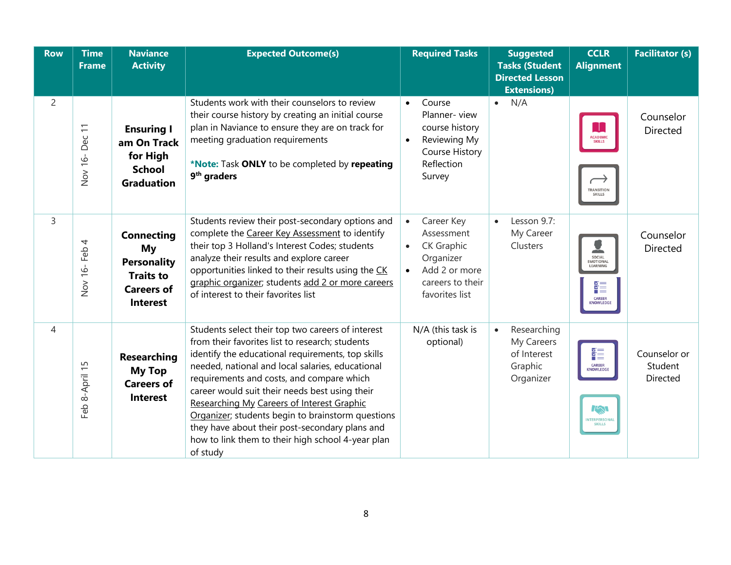| Row | Time Frame | Naviance Activity | Expected Outcome(s) | Required Tasks | Suggested Tasks (Student Directed Lesson Extensions) | CCLR Alignment | Facilitator (s) |
|---|---|---|---|---|---|---|---|
| 2 | Nov 16- Dec 11 | **Ensuring I am On Track for High School Graduation** | Students work with their counselors to review their course history by creating an initial course plan in Naviance to ensure they are on track for meeting graduation requirements<br><br>***Note:** Task **ONLY** to be completed by **repeating 9th graders** | • Course Planner- view course history<br>• Reviewing My Course History Reflection Survey | • N/A | ACADEMIC SKILLS<br>TRANSITION SKILLS | Counselor Directed |
| 3 | Nov 16- Feb 4 | **Connecting My Personality Traits to Careers of Interest** | Students review their post-secondary options and complete the Career Key Assessment to identify their top 3 Holland's Interest Codes; students analyze their results and explore career opportunities linked to their results using the CK graphic organizer; students add 2 or more careers of interest to their favorites list | • Career Key Assessment<br>• CK Graphic Organizer<br>• Add 2 or more careers to their favorites list | • Lesson 9.7: My Career Clusters | SOCIAL EMOTIONAL LEARNING<br>CAREER KNOWLEDGE | Counselor Directed |
| 4 | Feb 8-April 15 | **Researching My Top Careers of Interest** | Students select their top two careers of interest from their favorites list to research; students identify the educational requirements, top skills needed, national and local salaries, educational requirements and costs, and compare which career would suit their needs best using their Researching My Careers of Interest Graphic Organizer; students begin to brainstorm questions they have about their post-secondary plans and how to link them to their high school 4-year plan of study | N/A (this task is optional) | • Researching My Careers of Interest Graphic Organizer | CAREER KNOWLEDGE<br>INTERPERSONAL SKILLS | Counselor or Student Directed |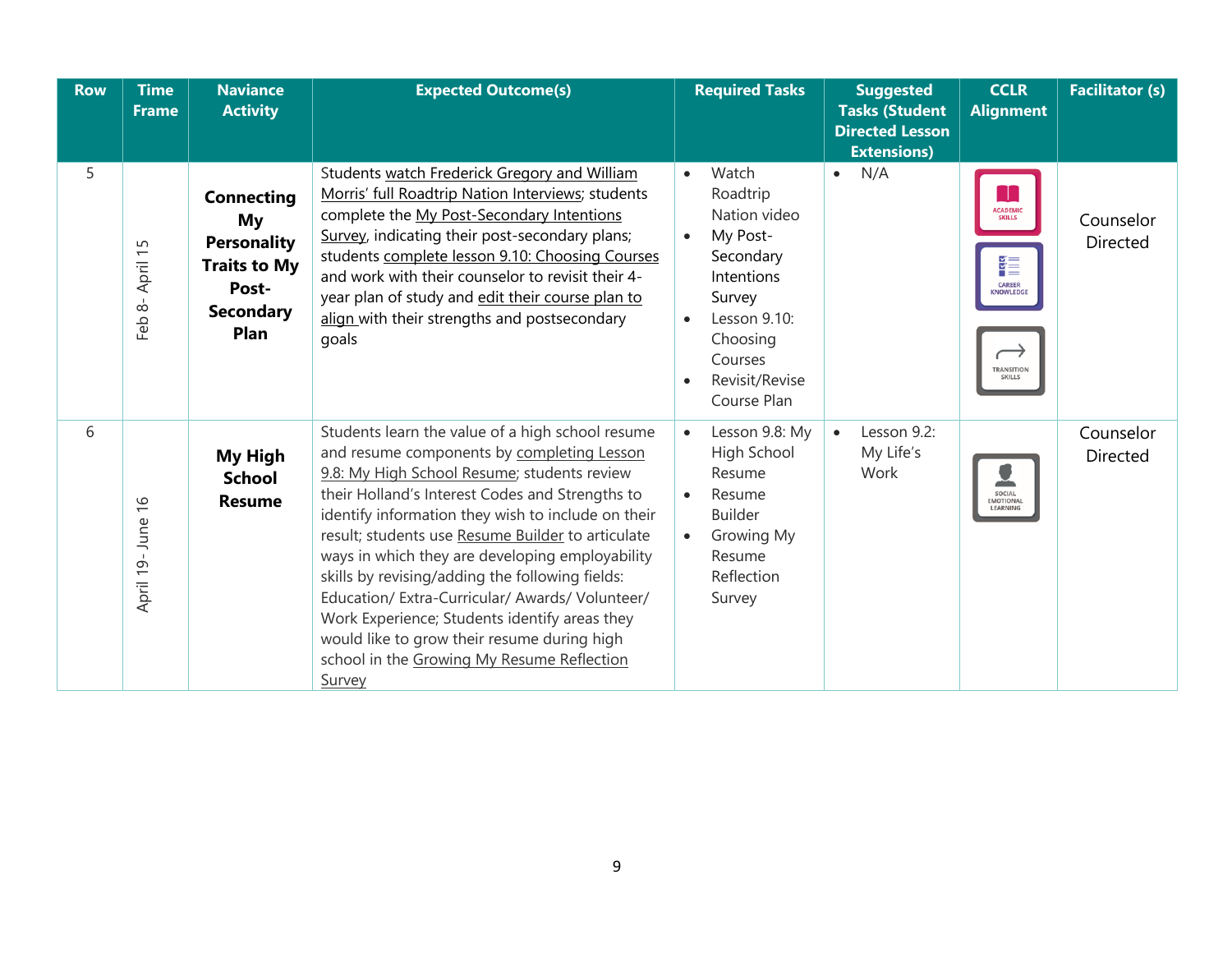| Row | Time Frame | Naviance Activity | Expected Outcome(s) | Required Tasks | Suggested Tasks (Student Directed Lesson Extensions) | CCLR Alignment | Facilitator (s) |
|---|---|---|---|---|---|---|---|
| 5 | Feb 8- April 15 | **Connecting My Personality Traits to My Post-Secondary Plan** | Students watch Frederick Gregory and William Morris' full Roadtrip Nation Interviews; students complete the My Post-Secondary Intentions Survey, indicating their post-secondary plans; students complete lesson 9.10: Choosing Courses and work with their counselor to revisit their 4-year plan of study and edit their course plan to align with their strengths and postsecondary goals | • Watch Roadtrip Nation video<br>• My Post-Secondary Intentions Survey<br>• Lesson 9.10: Choosing Courses<br>• Revisit/Revise Course Plan | • N/A | ACADEMIC SKILLS<br>CAREER KNOWLEDGE<br>TRANSITION SKILLS | Counselor Directed |
| 6 | April 19- June 16 | **My High School Resume** | Students learn the value of a high school resume and resume components by completing Lesson 9.8: My High School Resume; students review their Holland's Interest Codes and Strengths to identify information they wish to include on their result; students use Resume Builder to articulate ways in which they are developing employability skills by revising/adding the following fields: Education/ Extra-Curricular/ Awards/ Volunteer/ Work Experience; Students identify areas they would like to grow their resume during high school in the Growing My Resume Reflection Survey | • Lesson 9.8: My High School Resume<br>• Resume Builder<br>• Growing My Resume Reflection Survey | • Lesson 9.2: My Life's Work | SOCIAL EMOTIONAL LEARNING | Counselor Directed |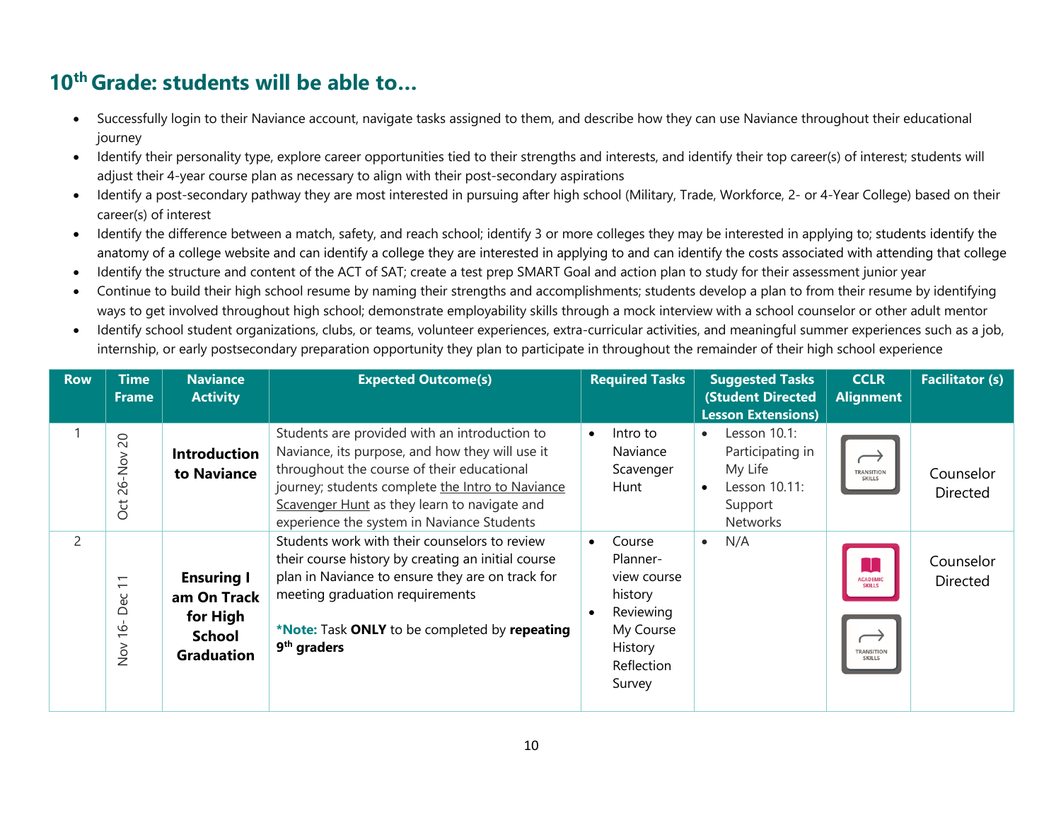## 10th Grade: students will be able to…

- Successfully login to their Naviance account, navigate tasks assigned to them, and describe how they can use Naviance throughout their educational journey
- Identify their personality type, explore career opportunities tied to their strengths and interests, and identify their top career(s) of interest; students will adjust their 4-year course plan as necessary to align with their post-secondary aspirations
- Identify a post-secondary pathway they are most interested in pursuing after high school (Military, Trade, Workforce, 2- or 4-Year College) based on their career(s) of interest
- Identify the difference between a match, safety, and reach school; identify 3 or more colleges they may be interested in applying to; students identify the anatomy of a college website and can identify a college they are interested in applying to and can identify the costs associated with attending that college
- Identify the structure and content of the ACT of SAT; create a test prep SMART Goal and action plan to study for their assessment junior year
- Continue to build their high school resume by naming their strengths and accomplishments; students develop a plan to from their resume by identifying ways to get involved throughout high school; demonstrate employability skills through a mock interview with a school counselor or other adult mentor
- Identify school student organizations, clubs, or teams, volunteer experiences, extra-curricular activities, and meaningful summer experiences such as a job, internship, or early postsecondary preparation opportunity they plan to participate in throughout the remainder of their high school experience

| Row | Time Frame | Naviance Activity | Expected Outcome(s) | Required Tasks | Suggested Tasks (Student Directed Lesson Extensions) | CCLR Alignment | Facilitator (s) |
|---|---|---|---|---|---|---|---|
| 1 | Oct 26-Nov 20 | **Introduction to Naviance** | Students are provided with an introduction to Naviance, its purpose, and how they will use it throughout the course of their educational journey; students complete the Intro to Naviance Scavenger Hunt as they learn to navigate and experience the system in Naviance Students | • Intro to Naviance Scavenger Hunt | • Lesson 10.1: Participating in My Life<br>• Lesson 10.11: Support Networks | TRANSITION SKILLS | Counselor Directed |
| 2 | Nov 16- Dec 11 | **Ensuring I am On Track for High School Graduation** | Students work with their counselors to review their course history by creating an initial course plan in Naviance to ensure they are on track for meeting graduation requirements<br><br>**\*Note:** Task **ONLY** to be completed by **repeating 9th graders** | • Course Planner- view course history<br>• Reviewing My Course History Reflection Survey | • N/A | ACADEMIC SKILLS<br>TRANSITION SKILLS | Counselor Directed |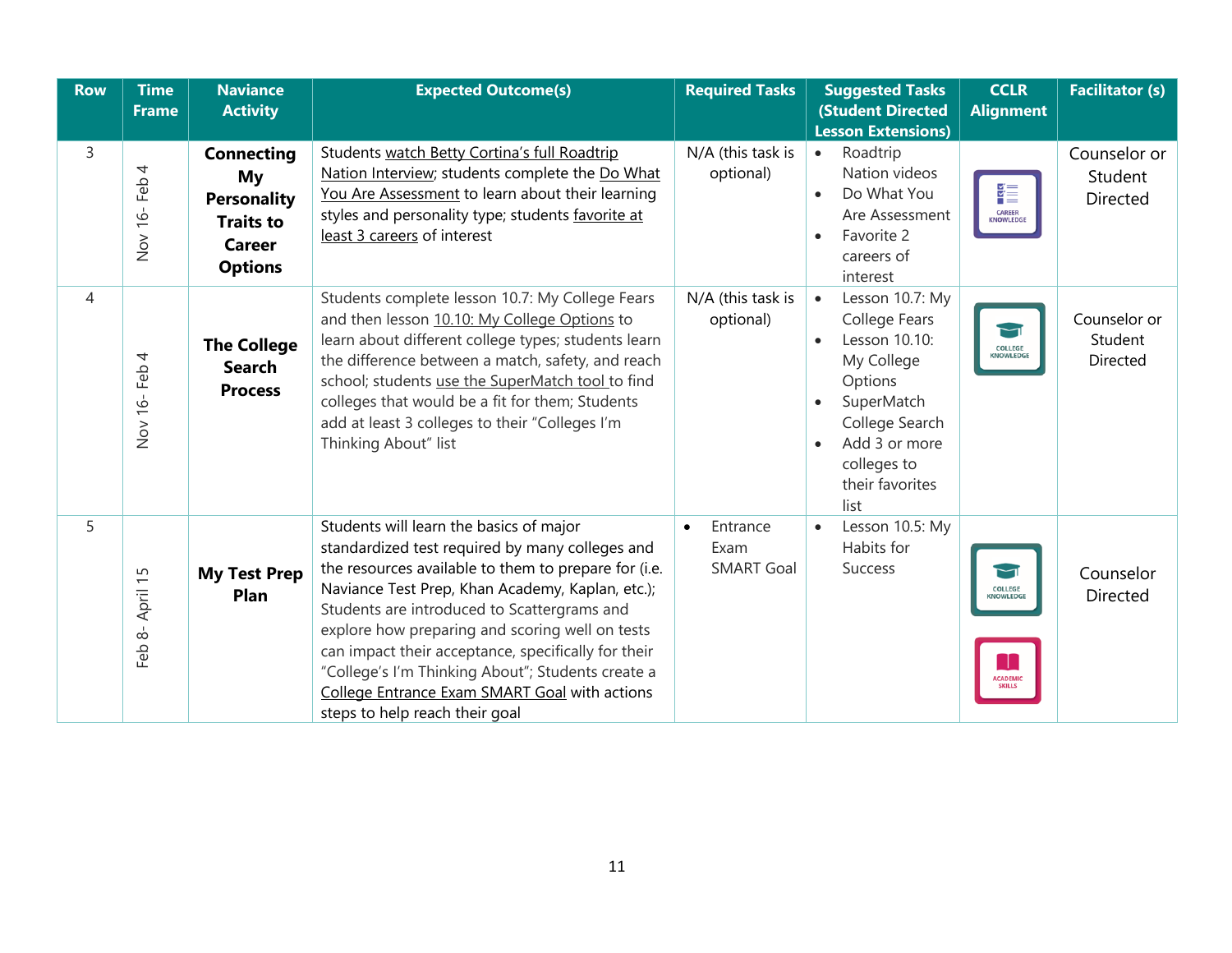| Row | Time Frame | Naviance Activity | Expected Outcome(s) | Required Tasks | Suggested Tasks (Student Directed Lesson Extensions) | CCLR Alignment | Facilitator (s) |
|---|---|---|---|---|---|---|---|
| 3 | Nov 16- Feb 4 | **Connecting My Personality Traits to Career Options** | Students watch Betty Cortina's full Roadtrip Nation Interview; students complete the Do What You Are Assessment to learn about their learning styles and personality type; students favorite at least 3 careers of interest | N/A (this task is optional) | • Roadtrip Nation videos<br>• Do What You Are Assessment<br>• Favorite 2 careers of interest | CAREER KNOWLEDGE | Counselor or Student Directed |
| 4 | Nov 16- Feb 4 | **The College Search Process** | Students complete lesson 10.7: My College Fears and then lesson 10.10: My College Options to learn about different college types; students learn the difference between a match, safety, and reach school; students use the SuperMatch tool to find colleges that would be a fit for them; Students add at least 3 colleges to their "Colleges I'm Thinking About" list | N/A (this task is optional) | • Lesson 10.7: My College Fears<br>• Lesson 10.10: My College Options<br>• SuperMatch College Search<br>• Add 3 or more colleges to their favorites list | COLLEGE KNOWLEDGE | Counselor or Student Directed |
| 5 | Feb 8- April 15 | **My Test Prep Plan** | Students will learn the basics of major standardized test required by many colleges and the resources available to them to prepare for (i.e. Naviance Test Prep, Khan Academy, Kaplan, etc.); Students are introduced to Scattergrams and explore how preparing and scoring well on tests can impact their acceptance, specifically for their "College's I'm Thinking About"; Students create a College Entrance Exam SMART Goal with actions steps to help reach their goal | • Entrance Exam SMART Goal | • Lesson 10.5: My Habits for Success | COLLEGE KNOWLEDGE<br>ACADEMIC SKILLS | Counselor Directed |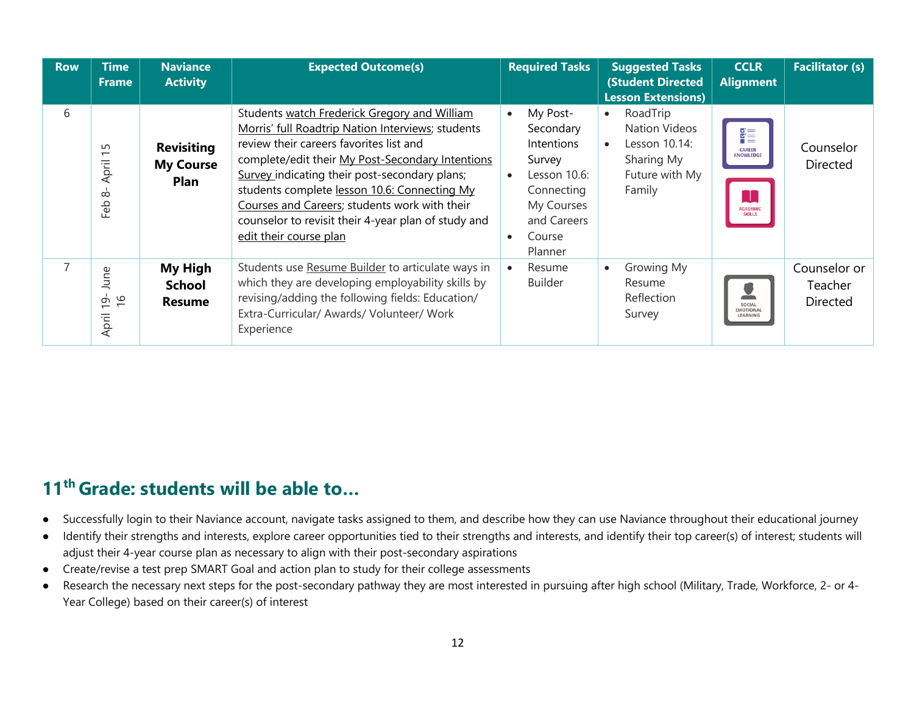| Row | Time Frame | Naviance Activity | Expected Outcome(s) | Required Tasks | Suggested Tasks (Student Directed Lesson Extensions) | CCLR Alignment | Facilitator (s) |
|---|---|---|---|---|---|---|---|
| 6 | Feb 8- April 15 | **Revisiting My Course Plan** | Students watch Frederick Gregory and William Morris' full Roadtrip Nation Interviews; students review their careers favorites list and complete/edit their My Post-Secondary Intentions Survey indicating their post-secondary plans; students complete lesson 10.6: Connecting My Courses and Careers; students work with their counselor to revisit their 4-year plan of study and edit their course plan | • My Post-Secondary Intentions Survey<br>• Lesson 10.6: Connecting My Courses and Careers<br>• Course Planner | • RoadTrip Nation Videos<br>• Lesson 10.14: Sharing My Future with My Family | CAREER KNOWLEDGE<br>ACADEMIC SKILLS | Counselor Directed |
| 7 | April 19- June 16 | **My High School Resume** | Students use Resume Builder to articulate ways in which they are developing employability skills by revising/adding the following fields: Education/ Extra-Curricular/ Awards/ Volunteer/ Work Experience | • Resume Builder | • Growing My Resume Reflection Survey | SOCIAL EMOTIONAL LEARNING | Counselor or Teacher Directed |

## 11th Grade: students will be able to…

- Successfully login to their Naviance account, navigate tasks assigned to them, and describe how they can use Naviance throughout their educational journey
- Identify their strengths and interests, explore career opportunities tied to their strengths and interests, and identify their top career(s) of interest; students will adjust their 4-year course plan as necessary to align with their post-secondary aspirations
- Create/revise a test prep SMART Goal and action plan to study for their college assessments
- Research the necessary next steps for the post-secondary pathway they are most interested in pursuing after high school (Military, Trade, Workforce, 2- or 4-Year College) based on their career(s) of interest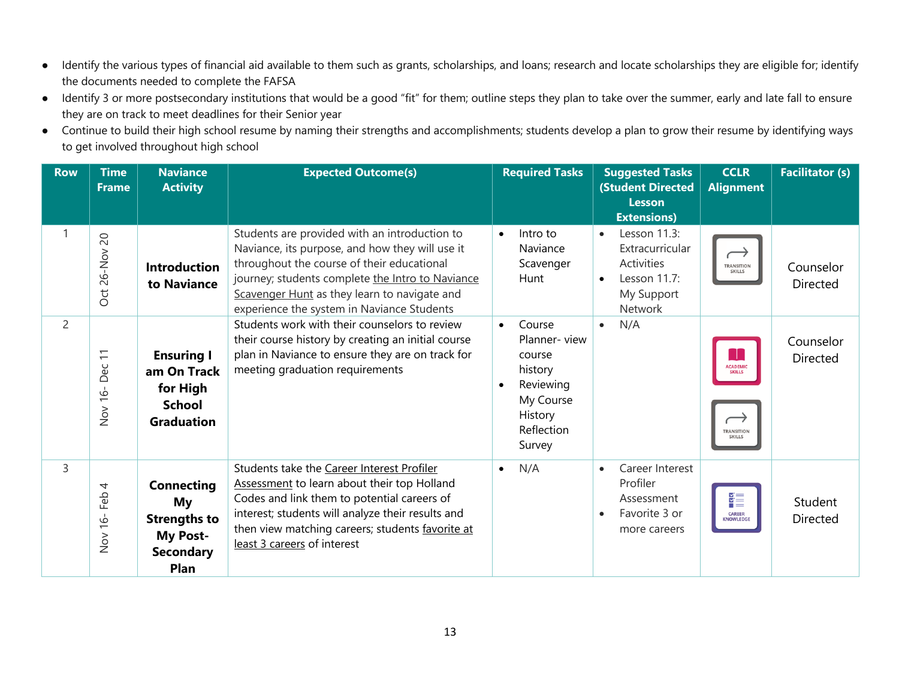- Identify the various types of financial aid available to them such as grants, scholarships, and loans; research and locate scholarships they are eligible for; identify the documents needed to complete the FAFSA
- Identify 3 or more postsecondary institutions that would be a good "fit" for them; outline steps they plan to take over the summer, early and late fall to ensure they are on track to meet deadlines for their Senior year
- Continue to build their high school resume by naming their strengths and accomplishments; students develop a plan to grow their resume by identifying ways to get involved throughout high school

| Row | Time Frame | Naviance Activity | Expected Outcome(s) | Required Tasks | Suggested Tasks (Student Directed Lesson Extensions) | CCLR Alignment | Facilitator (s) |
|---|---|---|---|---|---|---|---|
| 1 | Oct 26-Nov 20 | **Introduction to Naviance** | Students are provided with an introduction to Naviance, its purpose, and how they will use it throughout the course of their educational journey; students complete the Intro to Naviance Scavenger Hunt as they learn to navigate and experience the system in Naviance Students | • Intro to Naviance Scavenger Hunt | • Lesson 11.3: Extracurricular Activities<br>• Lesson 11.7: My Support Network | TRANSITION SKILLS | Counselor Directed |
| 2 | Nov 16- Dec 11 | **Ensuring I am On Track for High School Graduation** | Students work with their counselors to review their course history by creating an initial course plan in Naviance to ensure they are on track for meeting graduation requirements | • Course Planner- view course history<br>• Reviewing My Course History Reflection Survey | • N/A | ACADEMIC SKILLS<br>TRANSITION SKILLS | Counselor Directed |
| 3 | Nov 16- Feb 4 | **Connecting My Strengths to My Post-Secondary Plan** | Students take the Career Interest Profiler Assessment to learn about their top Holland Codes and link them to potential careers of interest; students will analyze their results and then view matching careers; students favorite at least 3 careers of interest | • N/A | • Career Interest Profiler Assessment<br>• Favorite 3 or more careers | CAREER KNOWLEDGE | Student Directed |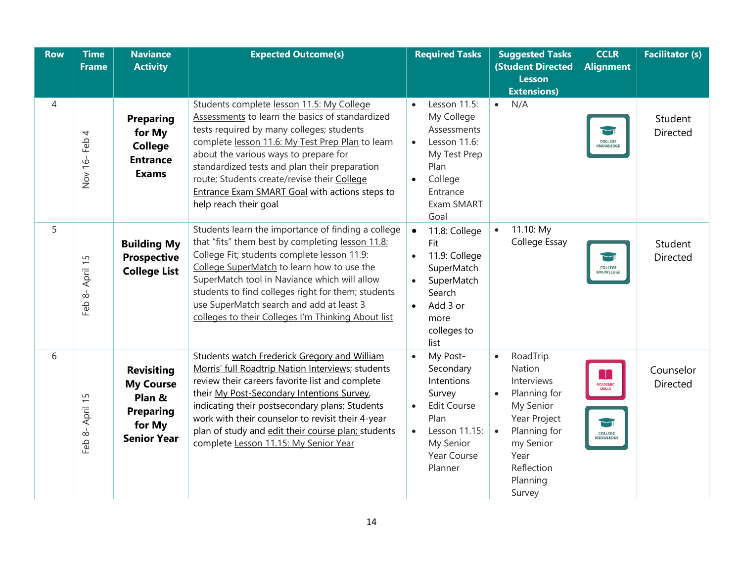| Row | Time Frame | Naviance Activity | Expected Outcome(s) | Required Tasks | Suggested Tasks (Student Directed Lesson Extensions) | CCLR Alignment | Facilitator (s) |
|---|---|---|---|---|---|---|---|
| 4 | Nov 16- Feb 4 | **Preparing for My College Entrance Exams** | Students complete lesson 11.5: My College Assessments to learn the basics of standardized tests required by many colleges; students complete lesson 11.6: My Test Prep Plan to learn about the various ways to prepare for standardized tests and plan their preparation route; Students create/revise their College Entrance Exam SMART Goal with actions steps to help reach their goal | • Lesson 11.5: My College Assessments<br>• Lesson 11.6: My Test Prep Plan<br>• College Entrance Exam SMART Goal | • N/A | COLLEGE KNOWLEDGE | Student Directed |
| 5 | Feb 8- April 15 | **Building My Prospective College List** | Students learn the importance of finding a college that "fits" them best by completing lesson 11.8: College Fit; students complete lesson 11.9: College SuperMatch to learn how to use the SuperMatch tool in Naviance which will allow students to find colleges right for them; students use SuperMatch search and add at least 3 colleges to their Colleges I'm Thinking About list | • 11.8: College Fit<br>• 11.9: College SuperMatch<br>• SuperMatch Search<br>• Add 3 or more colleges to list | • 11.10: My College Essay | COLLEGE KNOWLEDGE | Student Directed |
| 6 | Feb 8- April 15 | **Revisiting My Course Plan & Preparing for My Senior Year** | Students watch Frederick Gregory and William Morris' full Roadtrip Nation Interviews; students review their careers favorite list and complete their My Post-Secondary Intentions Survey, indicating their postsecondary plans; Students work with their counselor to revisit their 4-year plan of study and edit their course plan; students complete Lesson 11.15: My Senior Year | • My Post-Secondary Intentions Survey<br>• Edit Course Plan<br>• Lesson 11.15: My Senior Year Course Planner | • RoadTrip Nation Interviews<br>• Planning for My Senior Year Project<br>• Planning for my Senior Year Reflection Planning Survey | ACADEMIC SKILLS<br>COLLEGE KNOWLEDGE | Counselor Directed |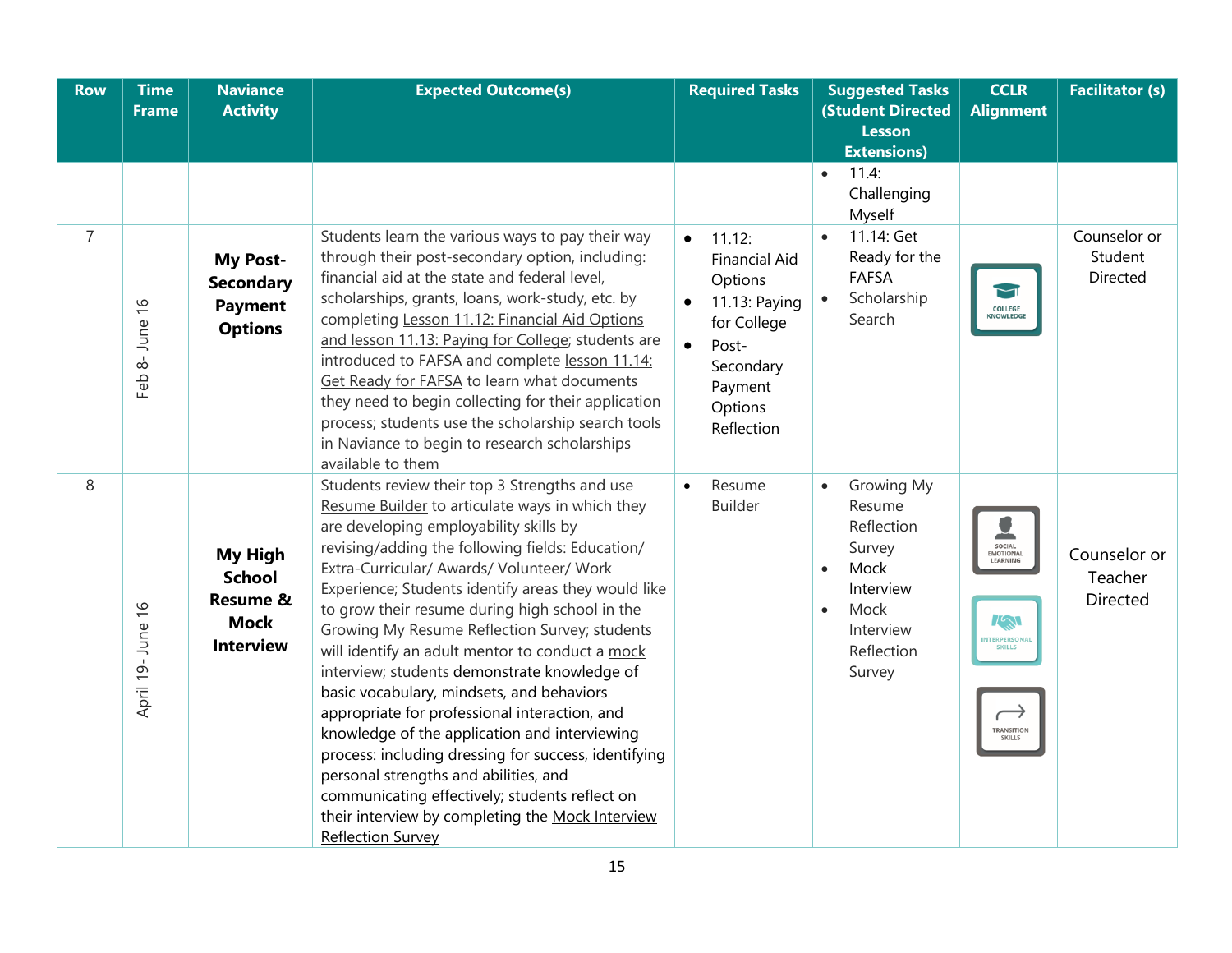| Row | Time Frame | Naviance Activity | Expected Outcome(s) | Required Tasks | Suggested Tasks (Student Directed Lesson Extensions) | CCLR Alignment | Facilitator (s) |
|---|---|---|---|---|---|---|---|
| | | | | | • 11.4: Challenging Myself | | |
| 7 | Feb 8- June 16 | **My Post-Secondary Payment Options** | Students learn the various ways to pay their way through their post-secondary option, including: financial aid at the state and federal level, scholarships, grants, loans, work-study, etc. by completing Lesson 11.12: Financial Aid Options and lesson 11.13: Paying for College; students are introduced to FAFSA and complete lesson 11.14: Get Ready for FAFSA to learn what documents they need to begin collecting for their application process; students use the scholarship search tools in Naviance to begin to research scholarships available to them | • 11.12: Financial Aid Options<br>• 11.13: Paying for College<br>• Post-Secondary Payment Options Reflection | • 11.14: Get Ready for the FAFSA<br>• Scholarship Search | COLLEGE KNOWLEDGE | Counselor or Student Directed |
| 8 | April 19- June 16 | **My High School Resume & Mock Interview** | Students review their top 3 Strengths and use Resume Builder to articulate ways in which they are developing employability skills by revising/adding the following fields: Education/ Extra-Curricular/ Awards/ Volunteer/ Work Experience; Students identify areas they would like to grow their resume during high school in the Growing My Resume Reflection Survey; students will identify an adult mentor to conduct a mock interview; students demonstrate knowledge of basic vocabulary, mindsets, and behaviors appropriate for professional interaction, and knowledge of the application and interviewing process: including dressing for success, identifying personal strengths and abilities, and communicating effectively; students reflect on their interview by completing the Mock Interview Reflection Survey | • Resume Builder | • Growing My Resume Reflection Survey<br>• Mock Interview<br>• Mock Interview Reflection Survey | SOCIAL EMOTIONAL LEARNING<br>INTERPERSONAL SKILLS<br>TRANSITION SKILLS | Counselor or Teacher Directed |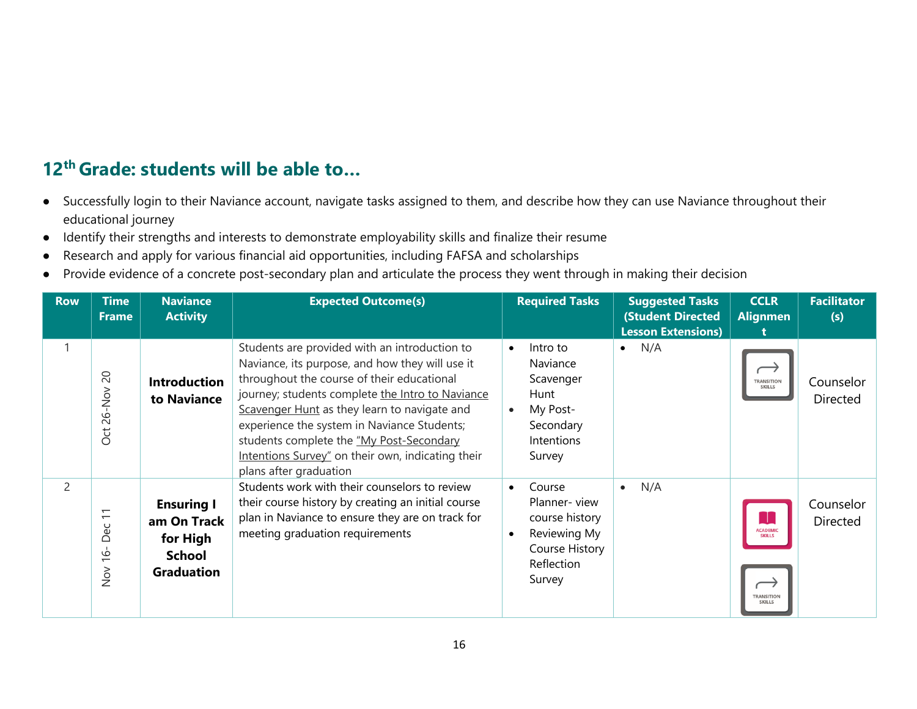## 12th Grade: students will be able to…

- Successfully login to their Naviance account, navigate tasks assigned to them, and describe how they can use Naviance throughout their educational journey
- Identify their strengths and interests to demonstrate employability skills and finalize their resume
- Research and apply for various financial aid opportunities, including FAFSA and scholarships
- Provide evidence of a concrete post-secondary plan and articulate the process they went through in making their decision

| Row | Time Frame | Naviance Activity | Expected Outcome(s) | Required Tasks | Suggested Tasks (Student Directed Lesson Extensions) | CCLR Alignment | Facilitator (s) |
|---|---|---|---|---|---|---|---|
| 1 | Oct 26-Nov 20 | **Introduction to Naviance** | Students are provided with an introduction to Naviance, its purpose, and how they will use it throughout the course of their educational journey; students complete the Intro to Naviance Scavenger Hunt as they learn to navigate and experience the system in Naviance Students; students complete the "My Post-Secondary Intentions Survey" on their own, indicating their plans after graduation | • Intro to Naviance Scavenger Hunt<br>• My Post-Secondary Intentions Survey | • N/A | TRANSITION SKILLS | Counselor Directed |
| 2 | Nov 16- Dec 11 | **Ensuring I am On Track for High School Graduation** | Students work with their counselors to review their course history by creating an initial course plan in Naviance to ensure they are on track for meeting graduation requirements | • Course Planner- view course history<br>• Reviewing My Course History Reflection Survey | • N/A | ACADEMIC SKILLS<br>TRANSITION SKILLS | Counselor Directed |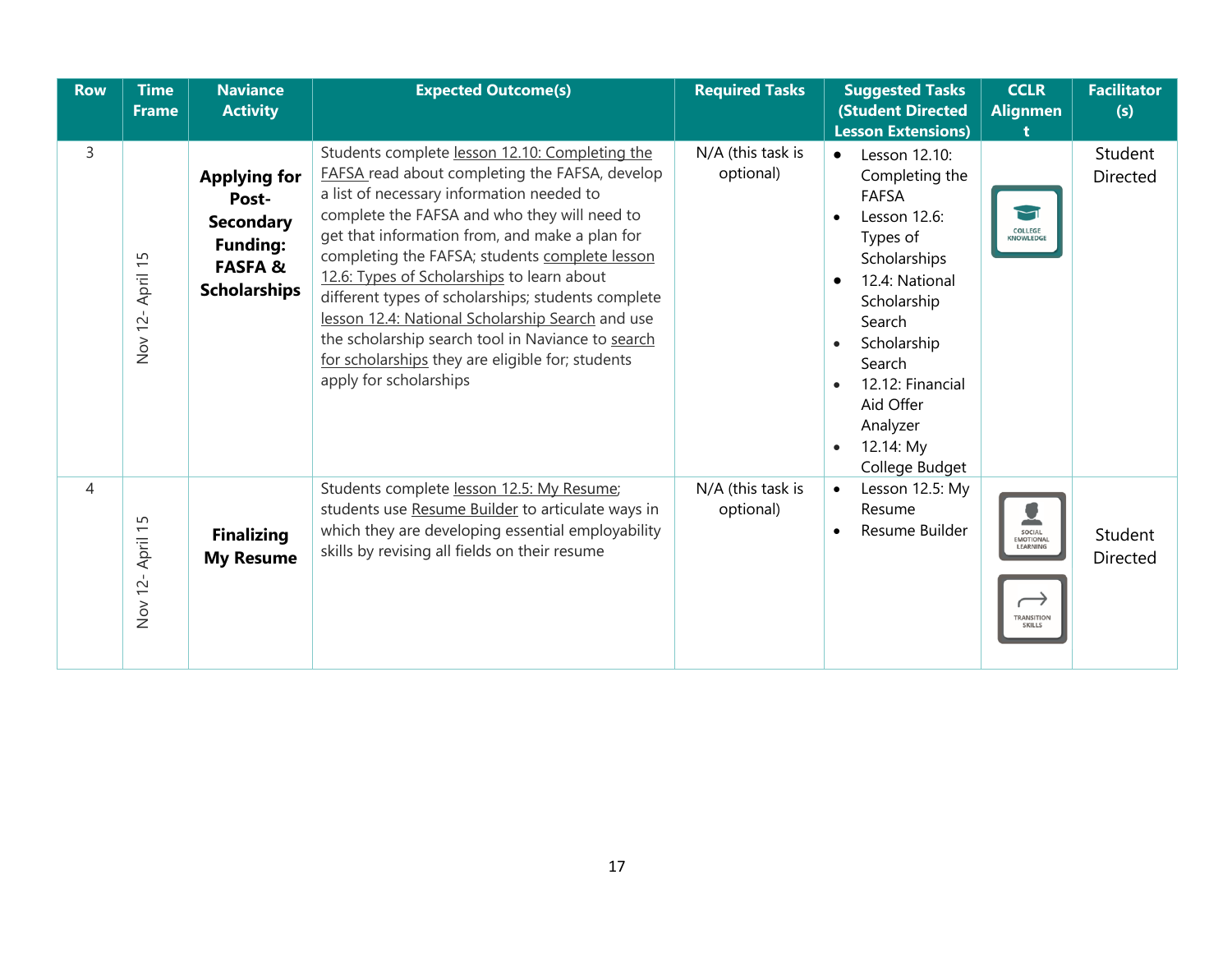| Row | Time Frame | Naviance Activity | Expected Outcome(s) | Required Tasks | Suggested Tasks (Student Directed Lesson Extensions) | CCLR Alignment | Facilitator (s) |
|---|---|---|---|---|---|---|---|
| 3 | Nov 12- April 15 | **Applying for Post-Secondary Funding: FASFA & Scholarships** | Students complete lesson 12.10: Completing the FAFSA read about completing the FAFSA, develop a list of necessary information needed to complete the FAFSA and who they will need to get that information from, and make a plan for completing the FAFSA; students complete lesson 12.6: Types of Scholarships to learn about different types of scholarships; students complete lesson 12.4: National Scholarship Search and use the scholarship search tool in Naviance to search for scholarships they are eligible for; students apply for scholarships | N/A (this task is optional) | • Lesson 12.10: Completing the FAFSA<br>• Lesson 12.6: Types of Scholarships<br>• 12.4: National Scholarship Search<br>• Scholarship Search<br>• 12.12: Financial Aid Offer Analyzer<br>• 12.14: My College Budget | COLLEGE KNOWLEDGE | Student Directed |
| 4 | Nov 12- April 15 | **Finalizing My Resume** | Students complete lesson 12.5: My Resume; students use Resume Builder to articulate ways in which they are developing essential employability skills by revising all fields on their resume | N/A (this task is optional) | • Lesson 12.5: My Resume<br>• Resume Builder | SOCIAL EMOTIONAL LEARNING<br>TRANSITION SKILLS | Student Directed |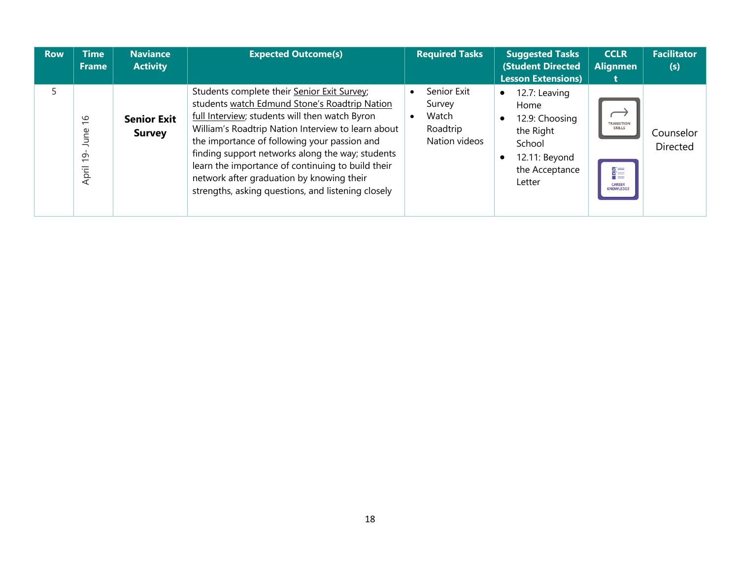| Row | Time Frame | Naviance Activity | Expected Outcome(s) | Required Tasks | Suggested Tasks (Student Directed Lesson Extensions) | CCLR Alignment | Facilitator (s) |
|---|---|---|---|---|---|---|---|
| 5 | April 19- June 16 | **Senior Exit Survey** | Students complete their Senior Exit Survey; students watch Edmund Stone's Roadtrip Nation full Interview; students will then watch Byron William's Roadtrip Nation Interview to learn about the importance of following your passion and finding support networks along the way; students learn the importance of continuing to build their network after graduation by knowing their strengths, asking questions, and listening closely | • Senior Exit Survey<br>• Watch Roadtrip Nation videos | • 12.7: Leaving Home<br>• 12.9: Choosing the Right School<br>• 12.11: Beyond the Acceptance Letter | TRANSITION SKILLS<br>CAREER KNOWLEDGE | Counselor Directed |